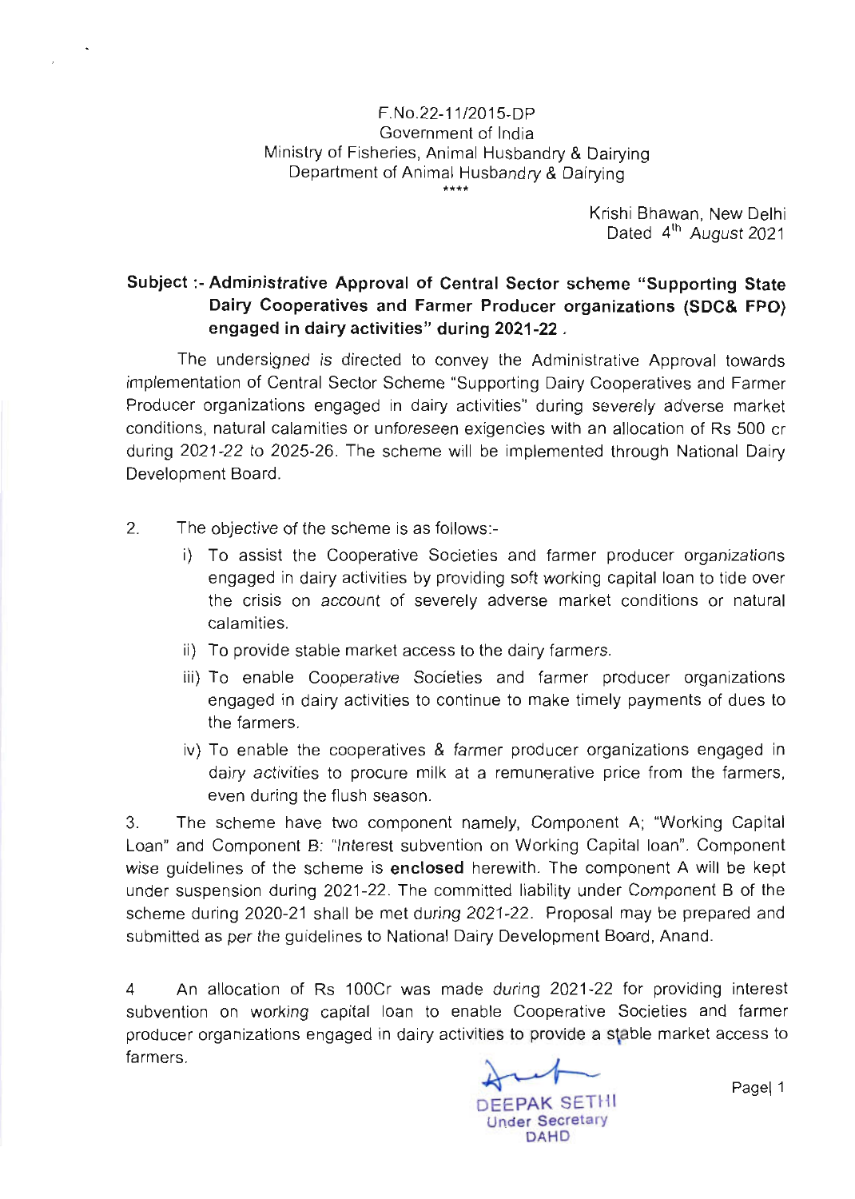F.No.22-11/2015-DP
Government of India
Ministry of Fisheries, Animal Husbandry & Dairying
Department of Animal Husbandry & Dairying
\*\*\*\*

Krishi Bhawan, New Delhi
Dated 4th August 2021

**Subject :- Administrative Approval of Central Sector scheme "Supporting State Dairy Cooperatives and Farmer Producer organizations (SDC& FPO) engaged in dairy activities" during 2021-22 .**

The undersigned is directed to convey the Administrative Approval towards implementation of Central Sector Scheme "Supporting Dairy Cooperatives and Farmer Producer organizations engaged in dairy activities" during severely adverse market conditions, natural calamities or unforeseen exigencies with an allocation of Rs 500 cr during 2021-22 to 2025-26. The scheme will be implemented through National Dairy Development Board.

2. The objective of the scheme is as follows:-

   i) To assist the Cooperative Societies and farmer producer organizations engaged in dairy activities by providing soft working capital loan to tide over the crisis on account of severely adverse market conditions or natural calamities.

   ii) To provide stable market access to the dairy farmers.

   iii) To enable Cooperative Societies and farmer producer organizations engaged in dairy activities to continue to make timely payments of dues to the farmers.

   iv) To enable the cooperatives & farmer producer organizations engaged in dairy activities to procure milk at a remunerative price from the farmers, even during the flush season.

3. The scheme have two component namely, Component A; "Working Capital Loan" and Component B: "Interest subvention on Working Capital loan". Component wise guidelines of the scheme is **enclosed** herewith. The component A will be kept under suspension during 2021-22. The committed liability under Component B of the scheme during 2020-21 shall be met during 2021-22. Proposal may be prepared and submitted as per the guidelines to National Dairy Development Board, Anand.

4 An allocation of Rs 100Cr was made during 2021-22 for providing interest subvention on working capital loan to enable Cooperative Societies and farmer producer organizations engaged in dairy activities to provide a stable market access to farmers.

DEEPAK SETHI
Under Secretary
DAHD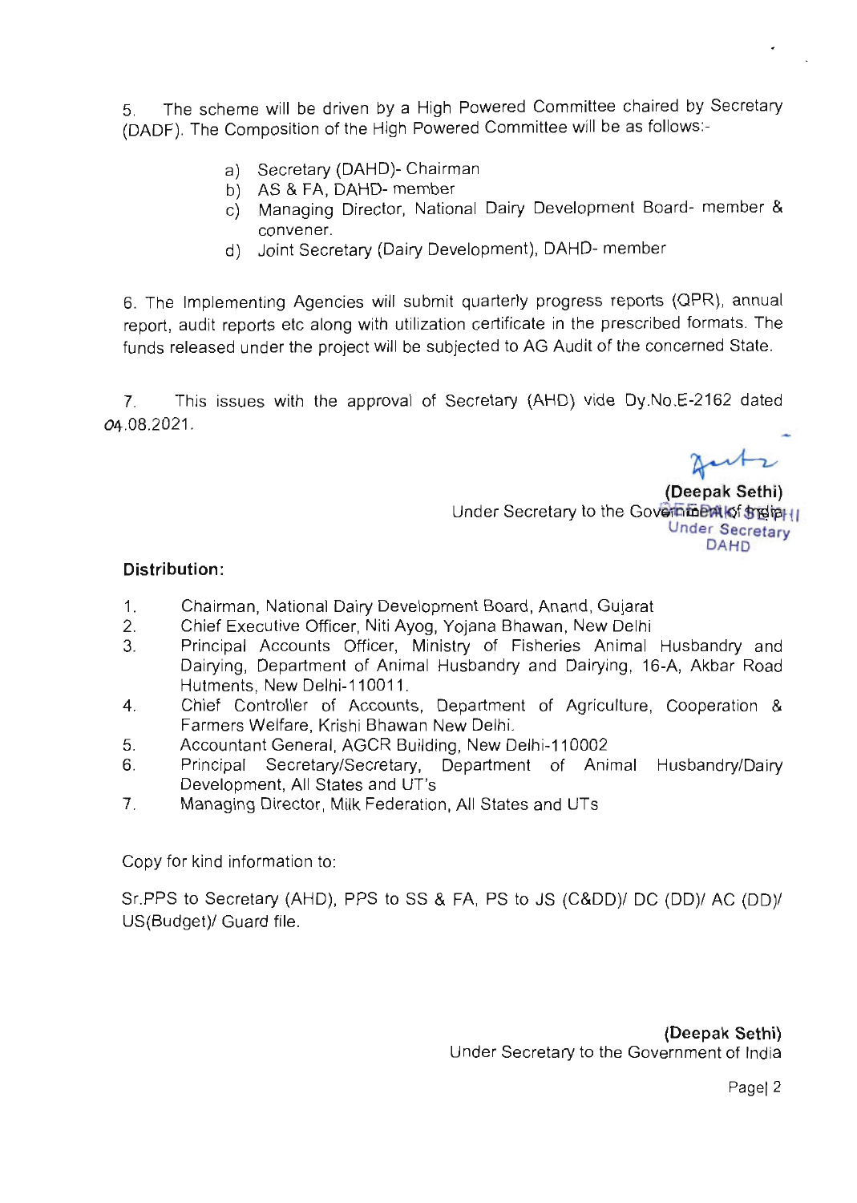5. The scheme will be driven by a High Powered Committee chaired by Secretary (DADF). The Composition of the High Powered Committee will be as follows:-

a) Secretary (DAHD)- Chairman
b) AS & FA, DAHD- member
c) Managing Director, National Dairy Development Board- member & convener.
d) Joint Secretary (Dairy Development), DAHD- member

6. The Implementing Agencies will submit quarterly progress reports (QPR), annual report, audit reports etc along with utilization certificate in the prescribed formats. The funds released under the project will be subjected to AG Audit of the concerned State.

7. This issues with the approval of Secretary (AHD) vide Dy.No.E-2162 dated 04.08.2021.

**(Deepak Sethi)**
Under Secretary to the Government of India

DEEPAK SETHI
Under Secretary
DAHD

**Distribution:**

1. Chairman, National Dairy Development Board, Anand, Gujarat
2. Chief Executive Officer, Niti Ayog, Yojana Bhawan, New Delhi
3. Principal Accounts Officer, Ministry of Fisheries Animal Husbandry and Dairying, Department of Animal Husbandry and Dairying, 16-A, Akbar Road Hutments, New Delhi-110011.
4. Chief Controller of Accounts, Department of Agriculture, Cooperation & Farmers Welfare, Krishi Bhawan New Delhi.
5. Accountant General, AGCR Building, New Delhi-110002
6. Principal Secretary/Secretary, Department of Animal Husbandry/Dairy Development, All States and UT's
7. Managing Director, Milk Federation, All States and UTs

Copy for kind information to:

Sr.PPS to Secretary (AHD), PPS to SS & FA, PS to JS (C&DD)/ DC (DD)/ AC (DD)/ US(Budget)/ Guard file.

**(Deepak Sethi)**
Under Secretary to the Government of India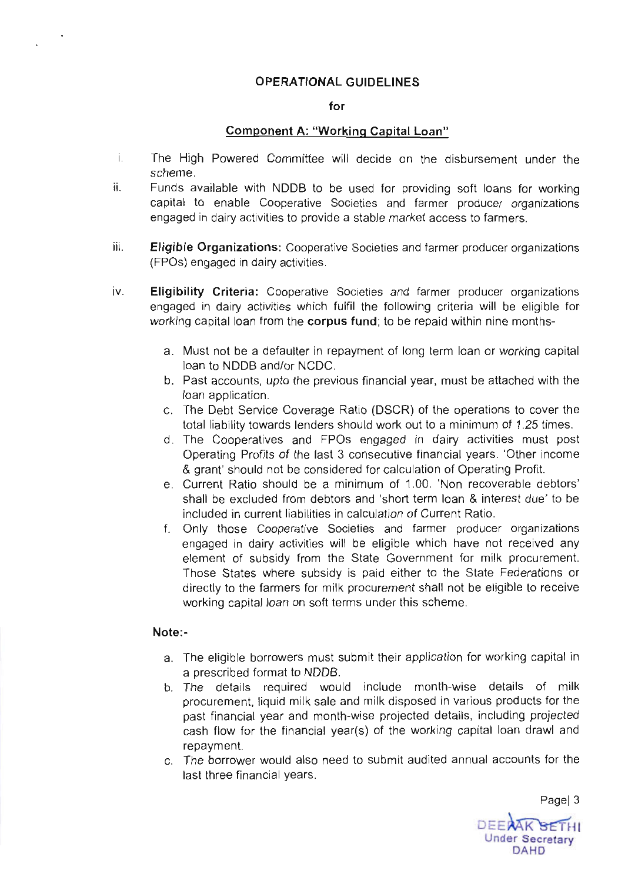# OPERATIONAL GUIDELINES

**for**

## Component A: "Working Capital Loan"

i. The High Powered Committee will decide on the disbursement under the scheme.

ii. Funds available with NDDB to be used for providing soft loans for working capital to enable Cooperative Societies and farmer producer organizations engaged in dairy activities to provide a stable market access to farmers.

iii. **Eligible Organizations:** Cooperative Societies and farmer producer organizations (FPOs) engaged in dairy activities.

iv. **Eligibility Criteria:** Cooperative Societies and farmer producer organizations engaged in dairy activities which fulfil the following criteria will be eligible for working capital loan from the **corpus fund**; to be repaid within nine months-

   a. Must not be a defaulter in repayment of long term loan or working capital loan to NDDB and/or NCDC.
   b. Past accounts, upto the previous financial year, must be attached with the loan application.
   c. The Debt Service Coverage Ratio (DSCR) of the operations to cover the total liability towards lenders should work out to a minimum of 1.25 times.
   d. The Cooperatives and FPOs engaged in dairy activities must post Operating Profits of the last 3 consecutive financial years. 'Other income & grant' should not be considered for calculation of Operating Profit.
   e. Current Ratio should be a minimum of 1.00. 'Non recoverable debtors' shall be excluded from debtors and 'short term loan & interest due' to be included in current liabilities in calculation of Current Ratio.
   f. Only those Cooperative Societies and farmer producer organizations engaged in dairy activities will be eligible which have not received any element of subsidy from the State Government for milk procurement. Those States where subsidy is paid either to the State Federations or directly to the farmers for milk procurement shall not be eligible to receive working capital loan on soft terms under this scheme.

**Note:-**

a. The eligible borrowers must submit their application for working capital in a prescribed format to NDDB.
b. The details required would include month-wise details of milk procurement, liquid milk sale and milk disposed in various products for the past financial year and month-wise projected details, including projected cash flow for the financial year(s) of the working capital loan drawl and repayment.
c. The borrower would also need to submit audited annual accounts for the last three financial years.

DEEPAK SETHI
Under Secretary
DAHD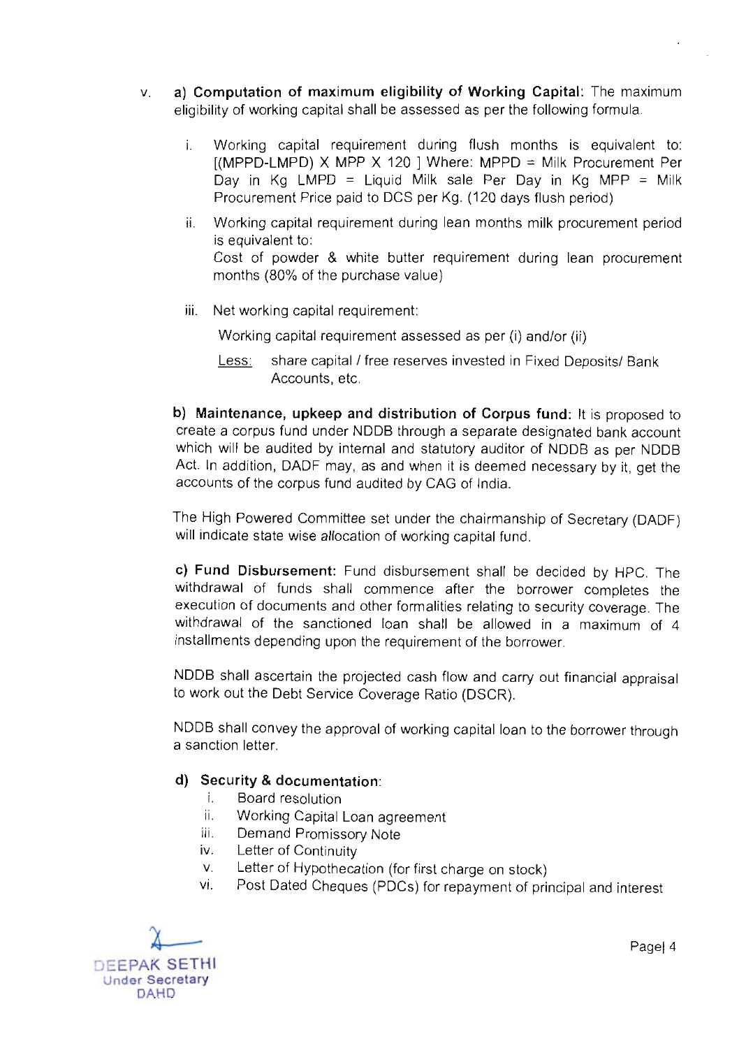v. **a) Computation of maximum eligibility of Working Capital**: The maximum eligibility of working capital shall be assessed as per the following formula.

   i. Working capital requirement during flush months is equivalent to: [(MPPD-LMPD) X MPP X 120 ] Where: MPPD = Milk Procurement Per Day in Kg LMPD = Liquid Milk sale Per Day in Kg MPP = Milk Procurement Price paid to DCS per Kg. (120 days flush period)

   ii. Working capital requirement during lean months milk procurement period is equivalent to:
   Cost of powder & white butter requirement during lean procurement months (80% of the purchase value)

   iii. Net working capital requirement:

   Working capital requirement assessed as per (i) and/or (ii)

   <u>Less:</u> share capital / free reserves invested in Fixed Deposits/ Bank Accounts, etc.

**b) Maintenance, upkeep and distribution of Corpus fund:** It is proposed to create a corpus fund under NDDB through a separate designated bank account which will be audited by internal and statutory auditor of NDDB as per NDDB Act. In addition, DADF may, as and when it is deemed necessary by it, get the accounts of the corpus fund audited by CAG of India.

The High Powered Committee set under the chairmanship of Secretary (DADF) will indicate state wise allocation of working capital fund.

**c) Fund Disbursement:** Fund disbursement shall be decided by HPC. The withdrawal of funds shall commence after the borrower completes the execution of documents and other formalities relating to security coverage. The withdrawal of the sanctioned loan shall be allowed in a maximum of 4 installments depending upon the requirement of the borrower.

NDDB shall ascertain the projected cash flow and carry out financial appraisal to work out the Debt Service Coverage Ratio (DSCR).

NDDB shall convey the approval of working capital loan to the borrower through a sanction letter.

**d) Security & documentation**:

i. Board resolution
ii. Working Capital Loan agreement
iii. Demand Promissory Note
iv. Letter of Continuity
v. Letter of Hypothecation (for first charge on stock)
vi. Post Dated Cheques (PDCs) for repayment of principal and interest

DEEPAK SETHI
Under Secretary
DAHD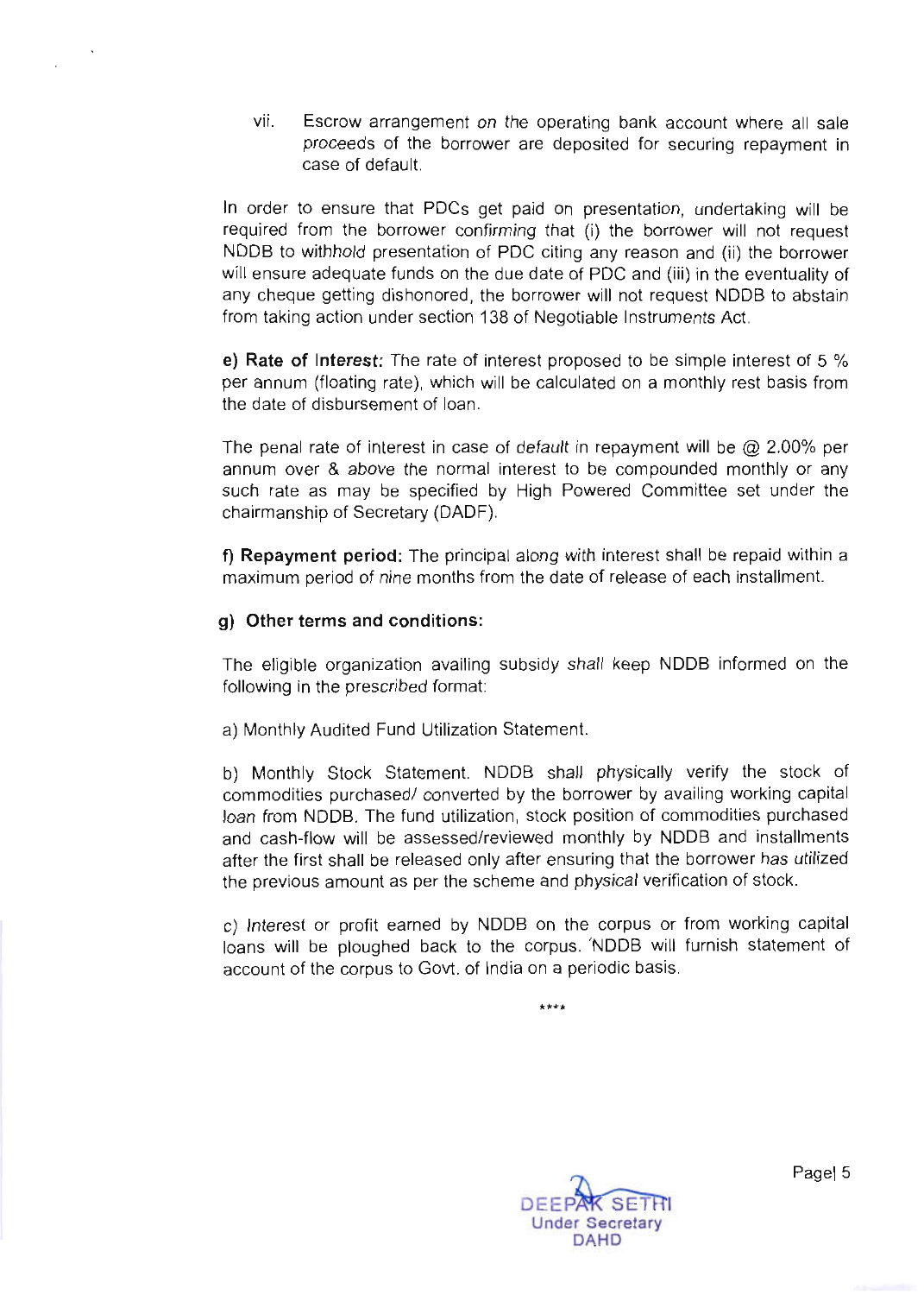vii. Escrow arrangement on the operating bank account where all sale proceeds of the borrower are deposited for securing repayment in case of default.

In order to ensure that PDCs get paid on presentation, undertaking will be required from the borrower confirming that (i) the borrower will not request NDDB to withhold presentation of PDC citing any reason and (ii) the borrower will ensure adequate funds on the due date of PDC and (iii) in the eventuality of any cheque getting dishonored, the borrower will not request NDDB to abstain from taking action under section 138 of Negotiable Instruments Act.

**e) Rate of Interest:** The rate of interest proposed to be simple interest of 5 % per annum (floating rate), which will be calculated on a monthly rest basis from the date of disbursement of loan.

The penal rate of interest in case of default in repayment will be @ 2.00% per annum over & above the normal interest to be compounded monthly or any such rate as may be specified by High Powered Committee set under the chairmanship of Secretary (DADF).

**f) Repayment period:** The principal along with interest shall be repaid within a maximum period of nine months from the date of release of each installment.

**g) Other terms and conditions:**

The eligible organization availing subsidy shall keep NDDB informed on the following in the prescribed format:

a) Monthly Audited Fund Utilization Statement.

b) Monthly Stock Statement. NDDB shall physically verify the stock of commodities purchased/ converted by the borrower by availing working capital loan from NDDB. The fund utilization, stock position of commodities purchased and cash-flow will be assessed/reviewed monthly by NDDB and installments after the first shall be released only after ensuring that the borrower has utilized the previous amount as per the scheme and physical verification of stock.

c) Interest or profit earned by NDDB on the corpus or from working capital loans will be ploughed back to the corpus. NDDB will furnish statement of account of the corpus to Govt. of India on a periodic basis.

****

DEEPAK SETHI
Under Secretary
DAHD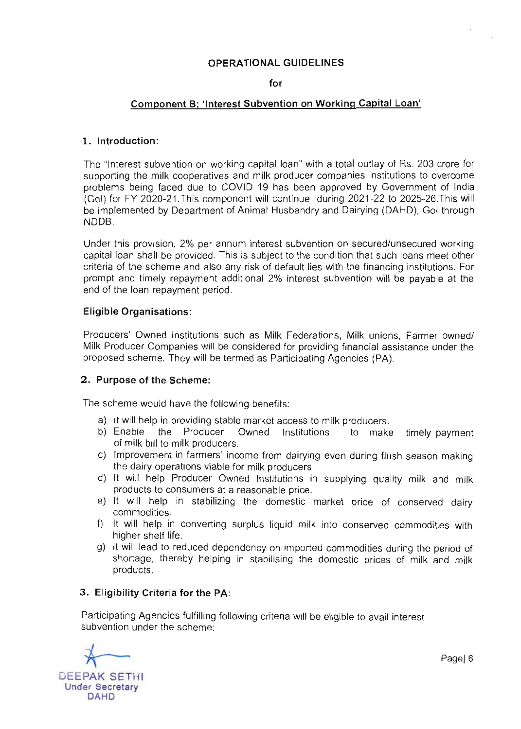# OPERATIONAL GUIDELINES

**for**

## Component B; 'Interest Subvention on Working Capital Loan'

### 1. Introduction:

The "Interest subvention on working capital loan" with a total outlay of Rs. 203 crore for supporting the milk cooperatives and milk producer companies institutions to overcome problems being faced due to COVID 19 has been approved by Government of India (GoI) for FY 2020-21.This component will continue during 2021-22 to 2025-26.This will be implemented by Department of Animal Husbandry and Dairying (DAHD), GoI through NDDB.

Under this provision, 2% per annum interest subvention on secured/unsecured working capital loan shall be provided. This is subject to the condition that such loans meet other criteria of the scheme and also any risk of default lies with the financing institutions. For prompt and timely repayment additional 2% interest subvention will be payable at the end of the loan repayment period.

**Eligible Organisations:**

Producers' Owned Institutions such as Milk Federations, Milk unions, Farmer owned/ Milk Producer Companies will be considered for providing financial assistance under the proposed scheme. They will be termed as Participating Agencies (PA).

### 2. Purpose of the Scheme:

The scheme would have the following benefits:

a) It will help in providing stable market access to milk producers.
b) Enable the Producer Owned Institutions to make timely payment of milk bill to milk producers.
c) Improvement in farmers' income from dairying even during flush season making the dairy operations viable for milk producers.
d) It will help Producer Owned Institutions in supplying quality milk and milk products to consumers at a reasonable price.
e) It will help in stabilizing the domestic market price of conserved dairy commodities.
f) It will help in converting surplus liquid milk into conserved commodities with higher shelf life.
g) It will lead to reduced dependency on imported commodities during the period of shortage, thereby helping in stabilising the domestic prices of milk and milk products.

### 3. Eligibility Criteria for the PA:

Participating Agencies fulfilling following criteria will be eligible to avail interest subvention under the scheme:

DEEPAK SETHI
Under Secretary
DAHD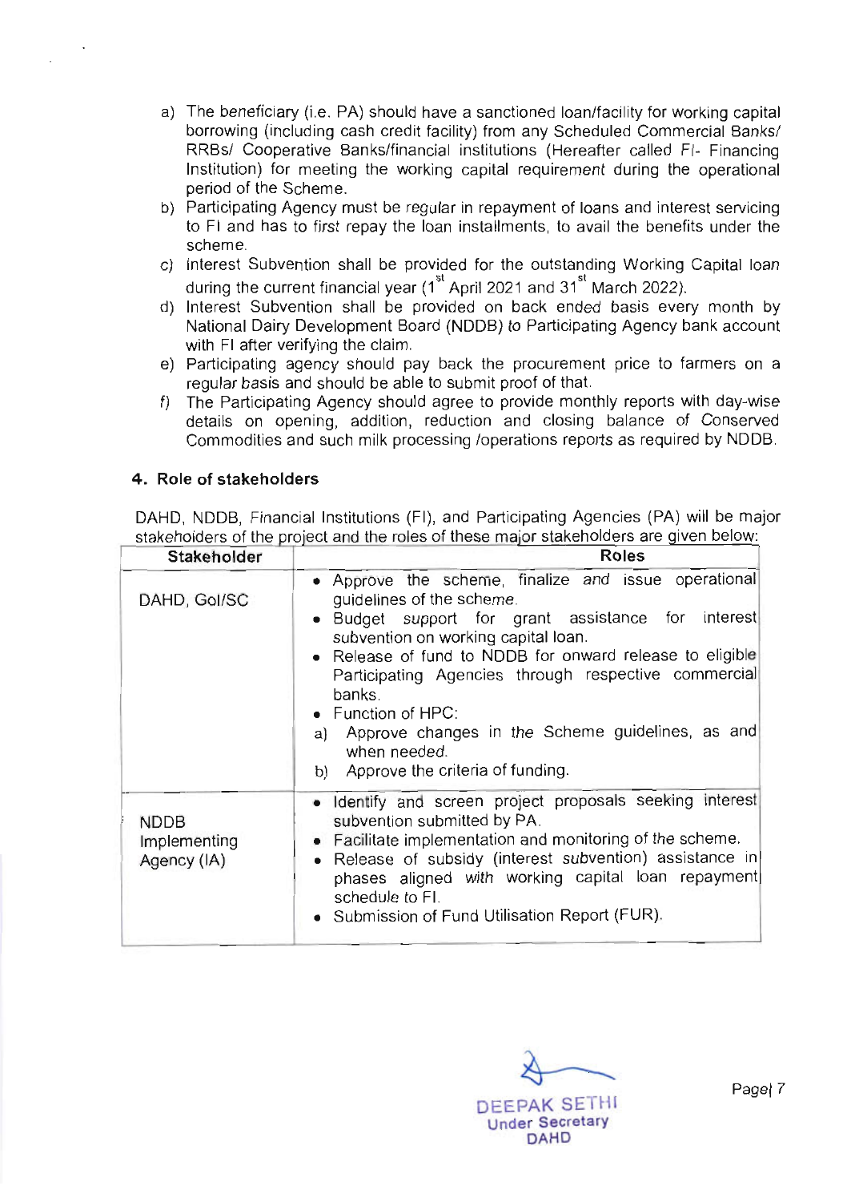a) The beneficiary (i.e. PA) should have a sanctioned loan/facility for working capital borrowing (including cash credit facility) from any Scheduled Commercial Banks/ RRBs/ Cooperative Banks/financial institutions (Hereafter called FI- Financing Institution) for meeting the working capital requirement during the operational period of the Scheme.

b) Participating Agency must be regular in repayment of loans and interest servicing to FI and has to first repay the loan installments, to avail the benefits under the scheme.

c) interest Subvention shall be provided for the outstanding Working Capital loan during the current financial year (1st April 2021 and 31st March 2022).

d) Interest Subvention shall be provided on back ended basis every month by National Dairy Development Board (NDDB) to Participating Agency bank account with FI after verifying the claim.

e) Participating agency should pay back the procurement price to farmers on a regular basis and should be able to submit proof of that.

f) The Participating Agency should agree to provide monthly reports with day-wise details on opening, addition, reduction and closing balance of Conserved Commodities and such milk processing /operations reports as required by NDDB.

### 4. Role of stakeholders

DAHD, NDDB, Financial Institutions (FI), and Participating Agencies (PA) will be major stakeholders of the project and the roles of these major stakeholders are given below:

| Stakeholder | Roles |
|---|---|
| DAHD, GoI/SC | • Approve the scheme, finalize and issue operational guidelines of the scheme.<br>• Budget support for grant assistance for interest subvention on working capital loan.<br>• Release of fund to NDDB for onward release to eligible Participating Agencies through respective commercial banks.<br>• Function of HPC:<br>a) Approve changes in the Scheme guidelines, as and when needed.<br>b) Approve the criteria of funding. |
| NDDB Implementing Agency (IA) | • Identify and screen project proposals seeking interest subvention submitted by PA.<br>• Facilitate implementation and monitoring of the scheme.<br>• Release of subsidy (interest subvention) assistance in phases aligned with working capital loan repayment schedule to FI.<br>• Submission of Fund Utilisation Report (FUR). |

DEEPAK SETHI
Under Secretary
DAHD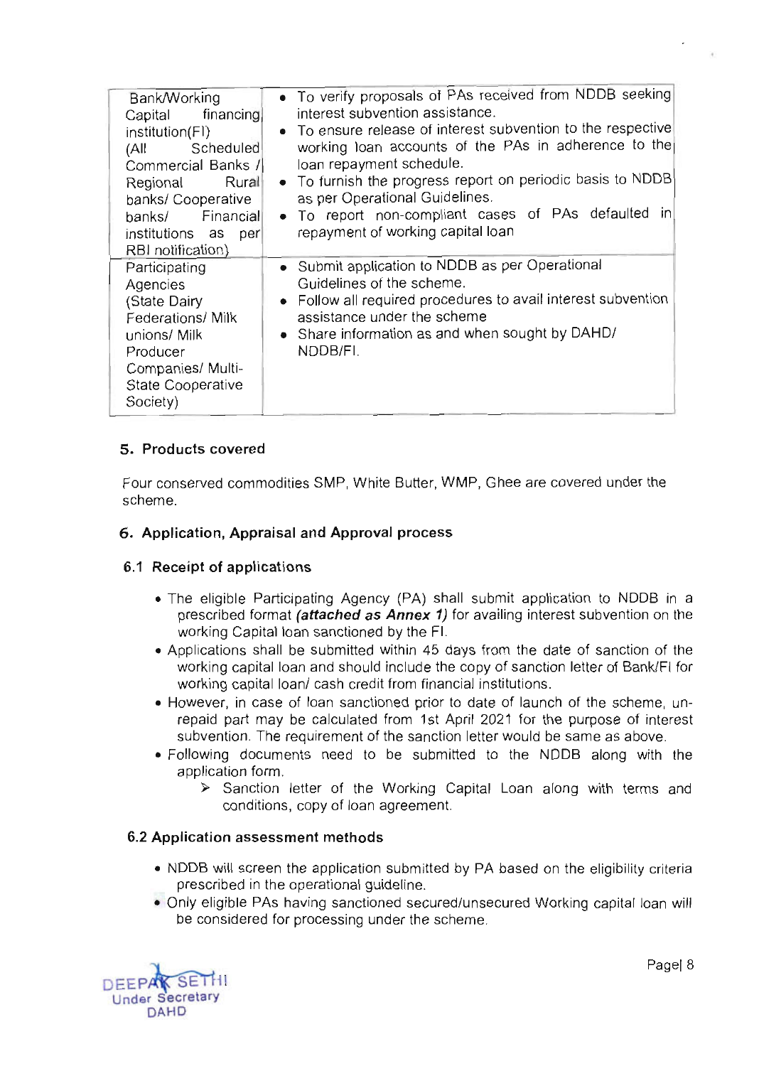| | |
|---|---|
| Bank/Working Capital financing institution(FI) (All Scheduled Commercial Banks / Regional Rural banks/ Cooperative banks/ Financial institutions as per RBI notification) | • To verify proposals of PAs received from NDDB seeking interest subvention assistance.<br>• To ensure release of interest subvention to the respective working loan accounts of the PAs in adherence to the loan repayment schedule.<br>• To furnish the progress report on periodic basis to NDDB as per Operational Guidelines.<br>• To report non-compliant cases of PAs defaulted in repayment of working capital loan |
| Participating Agencies (State Dairy Federations/ Milk unions/ Milk Producer Companies/ Multi-State Cooperative Society) | • Submit application to NDDB as per Operational Guidelines of the scheme.<br>• Follow all required procedures to avail interest subvention assistance under the scheme<br>• Share information as and when sought by DAHD/ NDDB/FI. |

## 5. Products covered

Four conserved commodities SMP, White Butter, WMP, Ghee are covered under the scheme.

## 6. Application, Appraisal and Approval process

### 6.1 Receipt of applications

- The eligible Participating Agency (PA) shall submit application to NDDB in a prescribed format ***(attached as Annex 1)*** for availing interest subvention on the working Capital loan sanctioned by the FI.
- Applications shall be submitted within 45 days from the date of sanction of the working capital loan and should include the copy of sanction letter of Bank/FI for working capital loan/ cash credit from financial institutions.
- However, in case of loan sanctioned prior to date of launch of the scheme, un-repaid part may be calculated from 1st April 2021 for the purpose of interest subvention. The requirement of the sanction letter would be same as above.
- Following documents need to be submitted to the NDDB along with the application form.
    - Sanction letter of the Working Capital Loan along with terms and conditions, copy of loan agreement.

### 6.2 Application assessment methods

- NDDB will screen the application submitted by PA based on the eligibility criteria prescribed in the operational guideline.
- Only eligible PAs having sanctioned secured/unsecured Working capital loan will be considered for processing under the scheme.

DEEPAK SETHI
Under Secretary
DAHD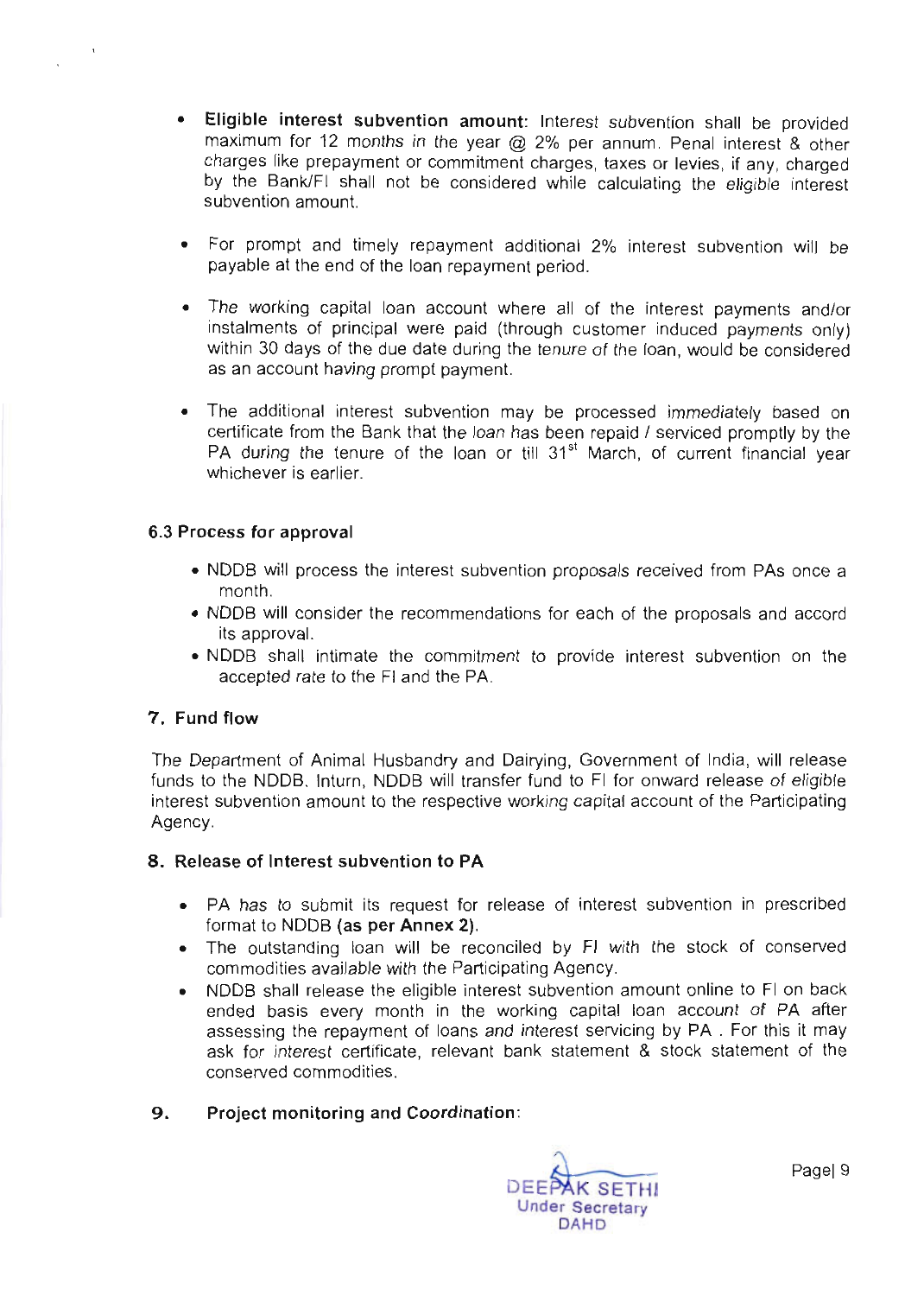- **Eligible interest subvention amount:** Interest subvention shall be provided maximum for 12 months in the year @ 2% per annum. Penal interest & other charges like prepayment or commitment charges, taxes or levies, if any, charged by the Bank/FI shall not be considered while calculating the eligible interest subvention amount.

- For prompt and timely repayment additional 2% interest subvention will be payable at the end of the loan repayment period.

- The working capital loan account where all of the interest payments and/or instalments of principal were paid (through customer induced payments only) within 30 days of the due date during the tenure of the loan, would be considered as an account having prompt payment.

- The additional interest subvention may be processed immediately based on certificate from the Bank that the loan has been repaid / serviced promptly by the PA during the tenure of the loan or till 31st March, of current financial year whichever is earlier.

### 6.3 Process for approval

- NDDB will process the interest subvention proposals received from PAs once a month.
- NDDB will consider the recommendations for each of the proposals and accord its approval.
- NDDB shall intimate the commitment to provide interest subvention on the accepted rate to the FI and the PA.

## 7. Fund flow

The Department of Animal Husbandry and Dairying, Government of India, will release funds to the NDDB. Inturn, NDDB will transfer fund to FI for onward release of eligible interest subvention amount to the respective working capital account of the Participating Agency.

## 8. Release of Interest subvention to PA

- PA has to submit its request for release of interest subvention in prescribed format to NDDB **(as per Annex 2)**.
- The outstanding loan will be reconciled by FI with the stock of conserved commodities available with the Participating Agency.
- NDDB shall release the eligible interest subvention amount online to FI on back ended basis every month in the working capital loan account of PA after assessing the repayment of loans and interest servicing by PA . For this it may ask for interest certificate, relevant bank statement & stock statement of the conserved commodities.

## 9. Project monitoring and Coordination:

DEEPAK SETHI
Under Secretary
DAHD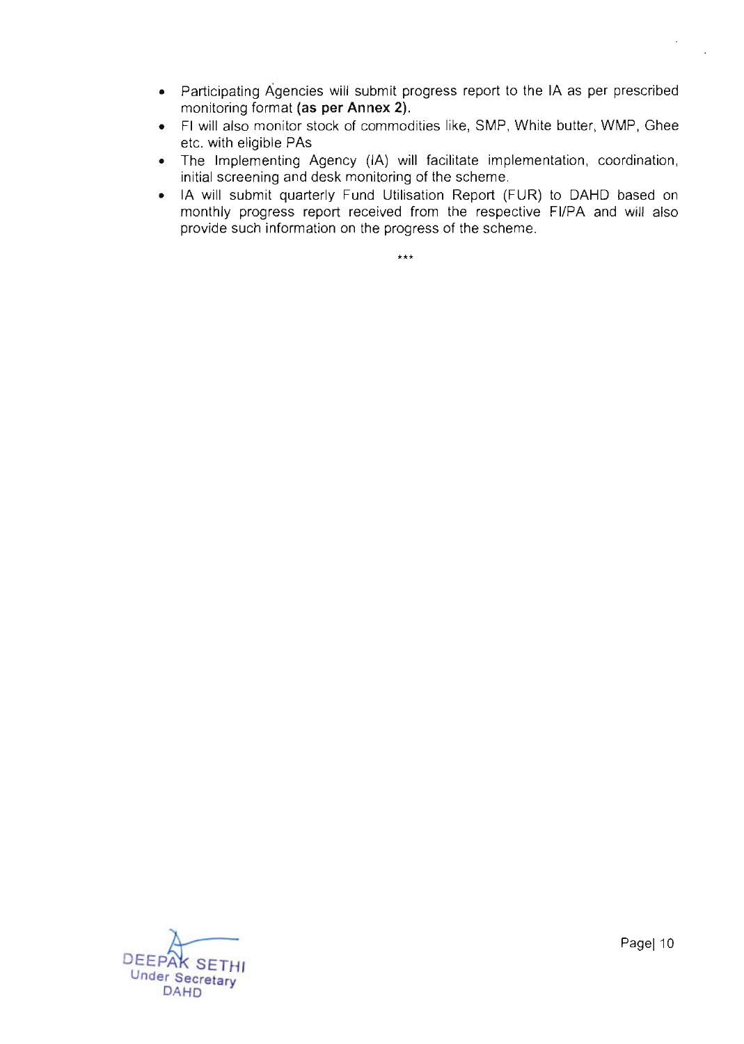- Participating Agencies will submit progress report to the IA as per prescribed monitoring format **(as per Annex 2).**
- FI will also monitor stock of commodities like, SMP, White butter, WMP, Ghee etc. with eligible PAs
- The Implementing Agency (IA) will facilitate implementation, coordination, initial screening and desk monitoring of the scheme.
- IA will submit quarterly Fund Utilisation Report (FUR) to DAHD based on monthly progress report received from the respective FI/PA and will also provide such information on the progress of the scheme.

***

DEEPAK SETHI
Under Secretary
DAHD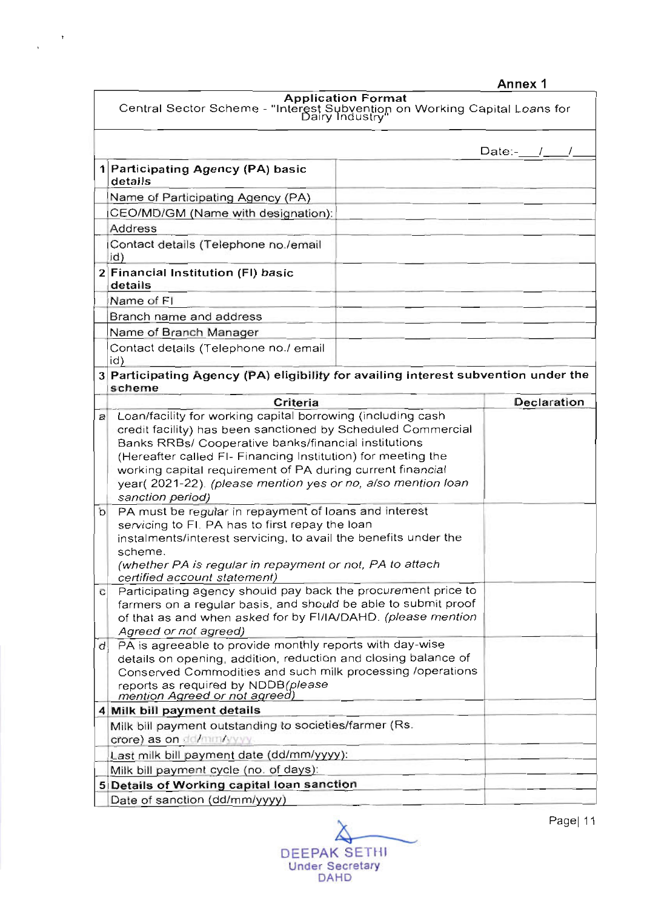**Annex 1**

| | | |
|---|---|---|
| **Application Format**<br>Central Sector Scheme - "Interest Subvention on Working Capital Loans for Dairy Industry" | | |
| | | Date:-___/___/___ |
| **1** | **Participating Agency (PA) basic details** | |
| | Name of Participating Agency (PA) | |
| | CEO/MD/GM (Name with designation): | |
| | Address | |
| | Contact details (Telephone no./email id) | |
| **2** | **Financial Institution (FI) basic details** | |
| | Name of FI | |
| | Branch name and address | |
| | Name of Branch Manager | |
| | Contact details (Telephone no./ email id) | |
| **3** | **Participating Agency (PA) eligibility for availing interest subvention under the scheme** | |
| | **Criteria** | **Declaration** |
| a | Loan/facility for working capital borrowing (including cash credit facility) has been sanctioned by Scheduled Commercial Banks RRBs/ Cooperative banks/financial institutions (Hereafter called FI- Financing Institution) for meeting the working capital requirement of PA during current financial year( 2021-22). *(please mention yes or no, also mention loan sanction period)* | |
| b | PA must be regular in repayment of loans and interest servicing to FI. PA has to first repay the loan instalments/interest servicing, to avail the benefits under the scheme.<br>*(whether PA is regular in repayment or not, PA to attach certified account statement)* | |
| c | Participating agency should pay back the procurement price to farmers on a regular basis, and should be able to submit proof of that as and when asked for by FI/IA/DAHD. *(please mention Agreed or not agreed)* | |
| d | PA is agreeable to provide monthly reports with day-wise details on opening, addition, reduction and closing balance of Conserved Commodities and such milk processing /operations reports as required by NDDB*(please mention Agreed or not agreed)* | |
| **4** | **Milk bill payment details** | |
| | Milk bill payment outstanding to societies/farmer (Rs. crore) as on dd/mm/yyyy | |
| | Last milk bill payment date (dd/mm/yyyy): | |
| | Milk bill payment cycle (no. of days): | |
| **5** | **Details of Working capital loan sanction** | |
| | Date of sanction (dd/mm/yyyy) | |

DEEPAK SETHI
Under Secretary
DAHD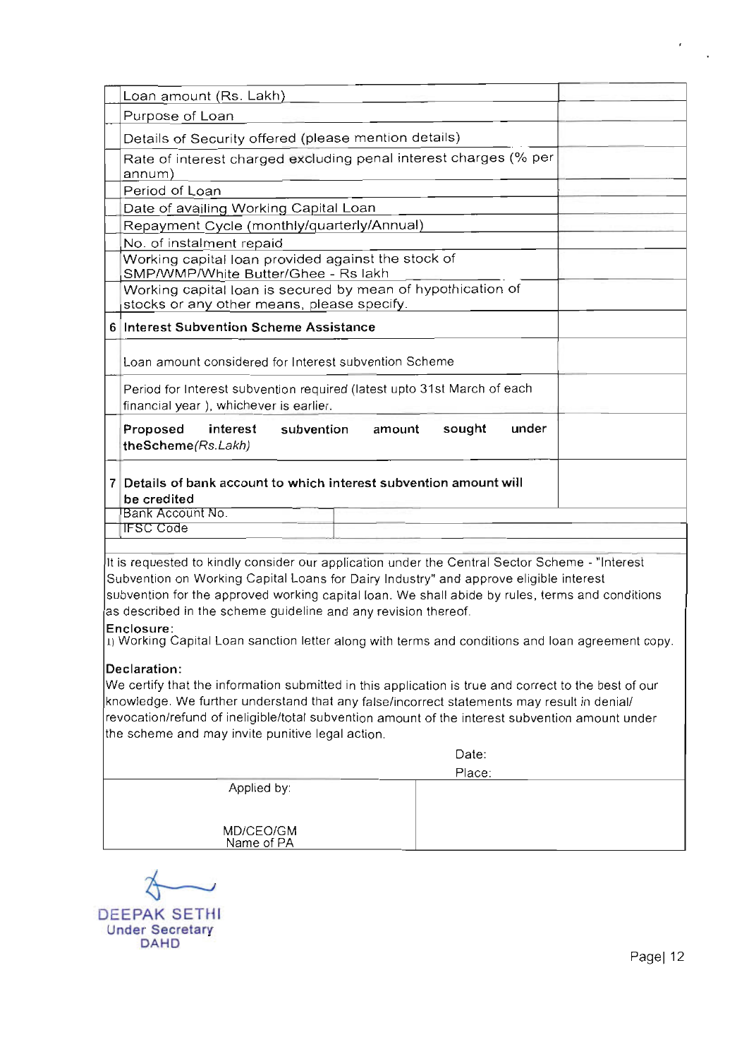| | | |
|---|---|---|
| | Loan amount (Rs. Lakh) | |
| | Purpose of Loan | |
| | Details of Security offered (please mention details) | |
| | Rate of interest charged excluding penal interest charges (% per annum) | |
| | Period of Loan | |
| | Date of availing Working Capital Loan | |
| | Repayment Cycle (monthly/quarterly/Annual) | |
| | No. of instalment repaid | |
| | Working capital loan provided against the stock of SMP/WMP/White Butter/Ghee - Rs lakh | |
| | Working capital loan is secured by mean of hypothication of stocks or any other means, please specify. | |
| 6 | **Interest Subvention Scheme Assistance** | |
| | Loan amount considered for Interest subvention Scheme | |
| | Period for Interest subvention required (latest upto 31st March of each financial year ), whichever is earlier. | |
| | **Proposed interest subvention amount sought under theScheme***(Rs.Lakh)* | |
| 7 | **Details of bank account to which interest subvention amount will be credited** | |
| | Bank Account No. | |
| | IFSC Code | |

It is requested to kindly consider our application under the Central Sector Scheme - "Interest Subvention on Working Capital Loans for Dairy Industry" and approve eligible interest subvention for the approved working capital loan. We shall abide by rules, terms and conditions as described in the scheme guideline and any revision thereof.

**Enclosure:**

1) Working Capital Loan sanction letter along with terms and conditions and loan agreement copy.

**Declaration:**

We certify that the information submitted in this application is true and correct to the best of our knowledge. We further understand that any false/incorrect statements may result in denial/ revocation/refund of ineligible/total subvention amount of the interest subvention amount under the scheme and may invite punitive legal action.

Date:

Place:

| | |
|---|---|
| Applied by:<br><br>MD/CEO/GM<br>Name of PA | |

DEEPAK SETHI
Under Secretary
DAHD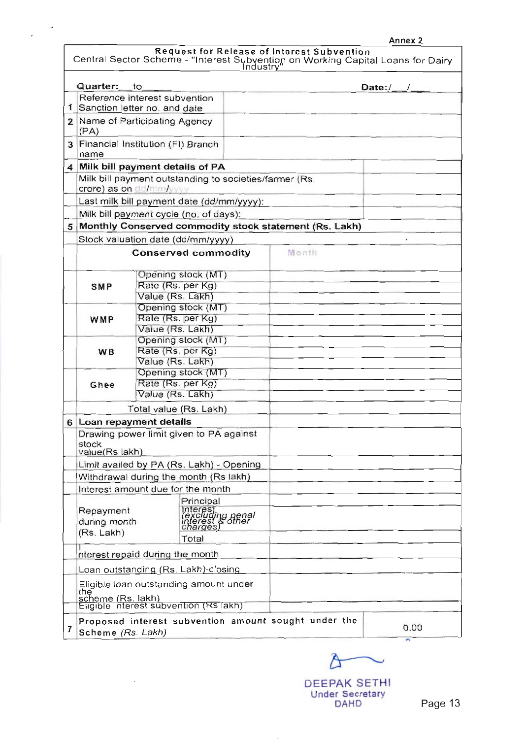Annex 2

| Request for Release of Interest Subvention<br>Central Sector Scheme - "Interest Subvention on Working Capital Loans for Dairy Industry" | | | |
|---|---|---|---|
| **Quarter:** __ to ____ | | | **Date:**/__/__ |
| 1 | Reference interest subvention Sanction letter no. and date | | |
| 2 | Name of Participating Agency (PA) | | |
| 3 | Financial Institution (FI) Branch name | | |
| 4 | **Milk bill payment details of PA** | | |
| | Milk bill payment outstanding to societies/farmer (Rs. crore) as on dd/mm/yyyy | | |
| | Last milk bill payment date (dd/mm/yyyy): | | |
| | Milk bill payment cycle (no. of days): | | |
| 5 | **Monthly Conserved commodity stock statement (Rs. Lakh)** | | |
| | Stock valuation date (dd/mm/yyyy) | | |
| | **Conserved commodity** | | Month |
| | SMP | Opening stock (MT) | |
| | | Rate (Rs. per Kg) | |
| | | Value (Rs. Lakh) | |
| | WMP | Opening stock (MT) | |
| | | Rate (Rs. per Kg) | |
| | | Value (Rs. Lakh) | |
| | WB | Opening stock (MT) | |
| | | Rate (Rs. per Kg) | |
| | | Value (Rs. Lakh) | |
| | Ghee | Opening stock (MT) | |
| | | Rate (Rs. per Kg) | |
| | | Value (Rs. Lakh) | |
| | Total value (Rs. Lakh) | | |
| 6 | **Loan repayment details** | | |
| | Drawing power limit given to PA against stock value(Rs lakh) | | |
| | Limit availed by PA (Rs. Lakh) - Opening | | |
| | Withdrawal during the month (Rs lakh) | | |
| | Interest amount due for the month | | |
| | Repayment during month (Rs. Lakh) | Principal | |
| | | Interest (excluding penal interest & other charges) | |
| | | Total | |
| | Interest repaid during the month | | |
| | Loan outstanding (Rs. Lakh)-closing | | |
| | Eligible loan outstanding amount under the scheme (Rs. lakh) | | |
| | Eligible Interest subvention (Rs lakh) | | |
| 7 | Proposed interest subvention amount sought under the Scheme *(Rs. Lakh)* | | 0.00 |

DEEPAK SETHI
Under Secretary
DAHD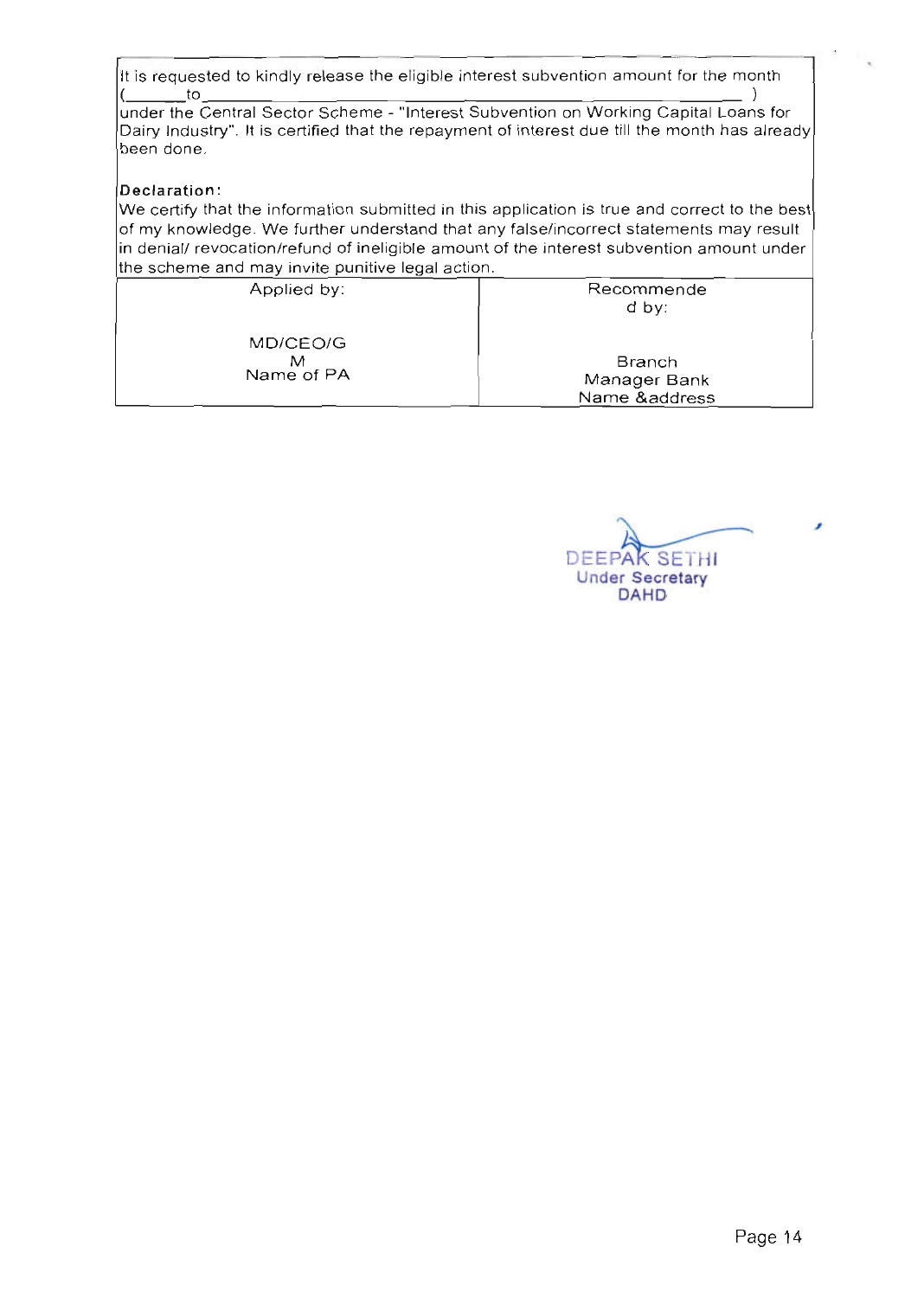It is requested to kindly release the eligible interest subvention amount for the month (_______to_______________________________________________________ ) under the Central Sector Scheme - "Interest Subvention on Working Capital Loans for Dairy Industry". It is certified that the repayment of interest due till the month has already been done.

**Declaration:**

We certify that the information submitted in this application is true and correct to the best of my knowledge. We further understand that any false/incorrect statements may result in denial/ revocation/refund of ineligible amount of the interest subvention amount under the scheme and may invite punitive legal action.

| Applied by: | Recommended by: |
|---|---|
| MD/CEO/GM<br>Name of PA | Branch Manager Bank<br>Name &address |

DEEPAK SETHI
Under Secretary
DAHD